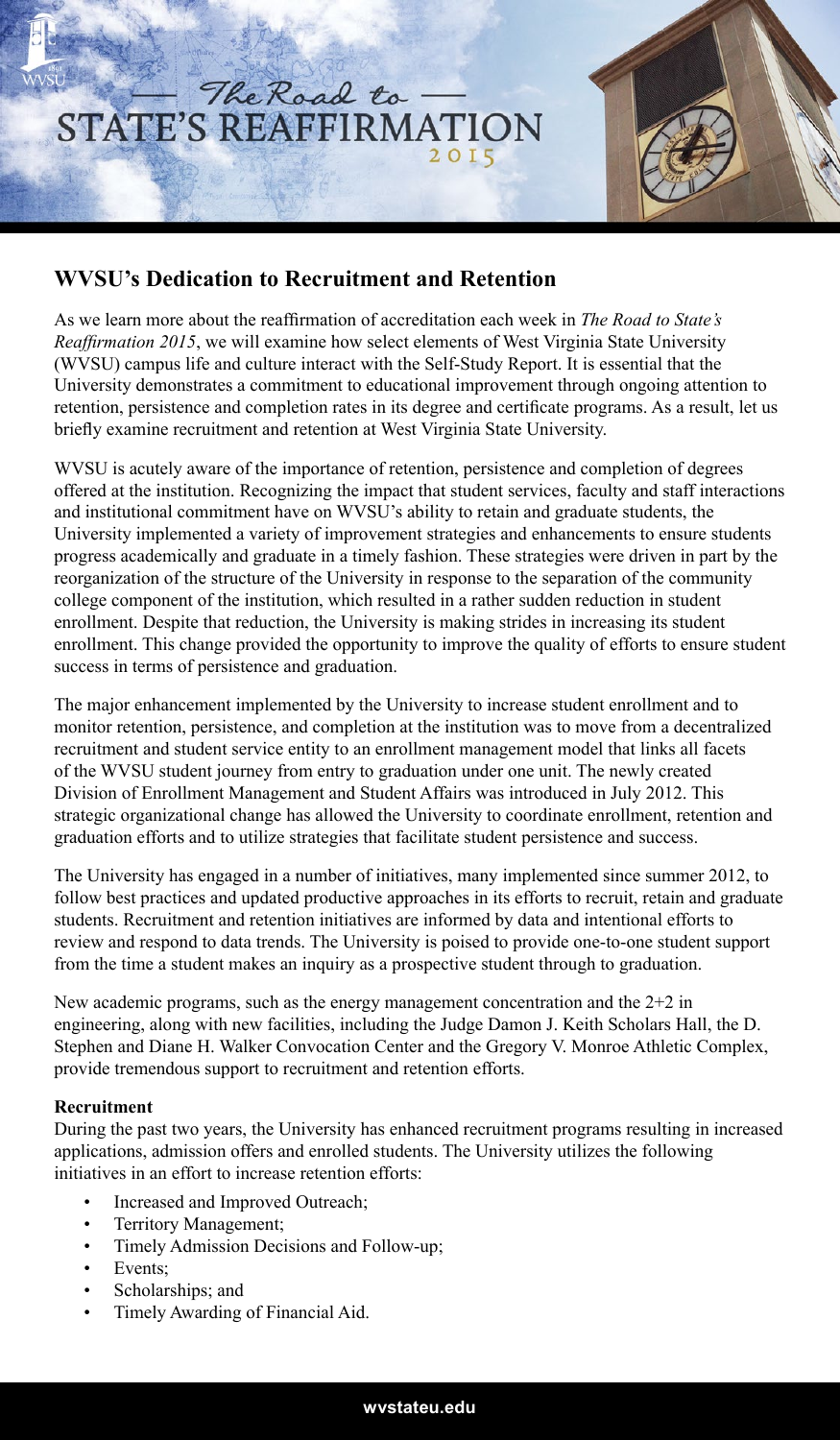# The Road to STATE'S REAFFIRMATION 2015

## WVSU's Dedication to Recruitment and Retention

As we learn more about the reaffirmation of accreditation each week in *The Road to State's Reaffirmation 2015*, we will examine how select elements of West Virginia State University (WVSU) campus life and culture interact with the Self-Study Report. It is essential that the University demonstrates a commitment to educational improvement through ongoing attention to retention, persistence and completion rates in its degree and certificate programs. As a result, let us briefly examine recruitment and retention at West Virginia State University.

WVSU is acutely aware of the importance of retention, persistence and completion of degrees offered at the institution. Recognizing the impact that student services, faculty and staff interactions and institutional commitment have on WVSU's ability to retain and graduate students, the University implemented a variety of improvement strategies and enhancements to ensure students progress academically and graduate in a timely fashion. These strategies were driven in part by the reorganization of the structure of the University in response to the separation of the community college component of the institution, which resulted in a rather sudden reduction in student enrollment. Despite that reduction, the University is making strides in increasing its student enrollment. This change provided the opportunity to improve the quality of efforts to ensure student success in terms of persistence and graduation.

The major enhancement implemented by the University to increase student enrollment and to monitor retention, persistence, and completion at the institution was to move from a decentralized recruitment and student service entity to an enrollment management model that links all facets of the WVSU student journey from entry to graduation under one unit. The newly created Division of Enrollment Management and Student Affairs was introduced in July 2012. This strategic organizational change has allowed the University to coordinate enrollment, retention and graduation efforts and to utilize strategies that facilitate student persistence and success.

The University has engaged in a number of initiatives, many implemented since summer 2012, to follow best practices and updated productive approaches in its efforts to recruit, retain and graduate students. Recruitment and retention initiatives are informed by data and intentional efforts to review and respond to data trends. The University is poised to provide one-to-one student support from the time a student makes an inquiry as a prospective student through to graduation.

New academic programs, such as the energy management concentration and the 2+2 in engineering, along with new facilities, including the Judge Damon J. Keith Scholars Hall, the D. Stephen and Diane H. Walker Convocation Center and the Gregory V. Monroe Athletic Complex, provide tremendous support to recruitment and retention efforts.

**Recruitment**

During the past two years, the University has enhanced recruitment programs resulting in increased applications, admission offers and enrolled students. The University utilizes the following initiatives in an effort to increase retention efforts:

- Increased and Improved Outreach;
- Territory Management;
- Timely Admission Decisions and Follow-up;
- Events;
- Scholarships; and
- Timely Awarding of Financial Aid.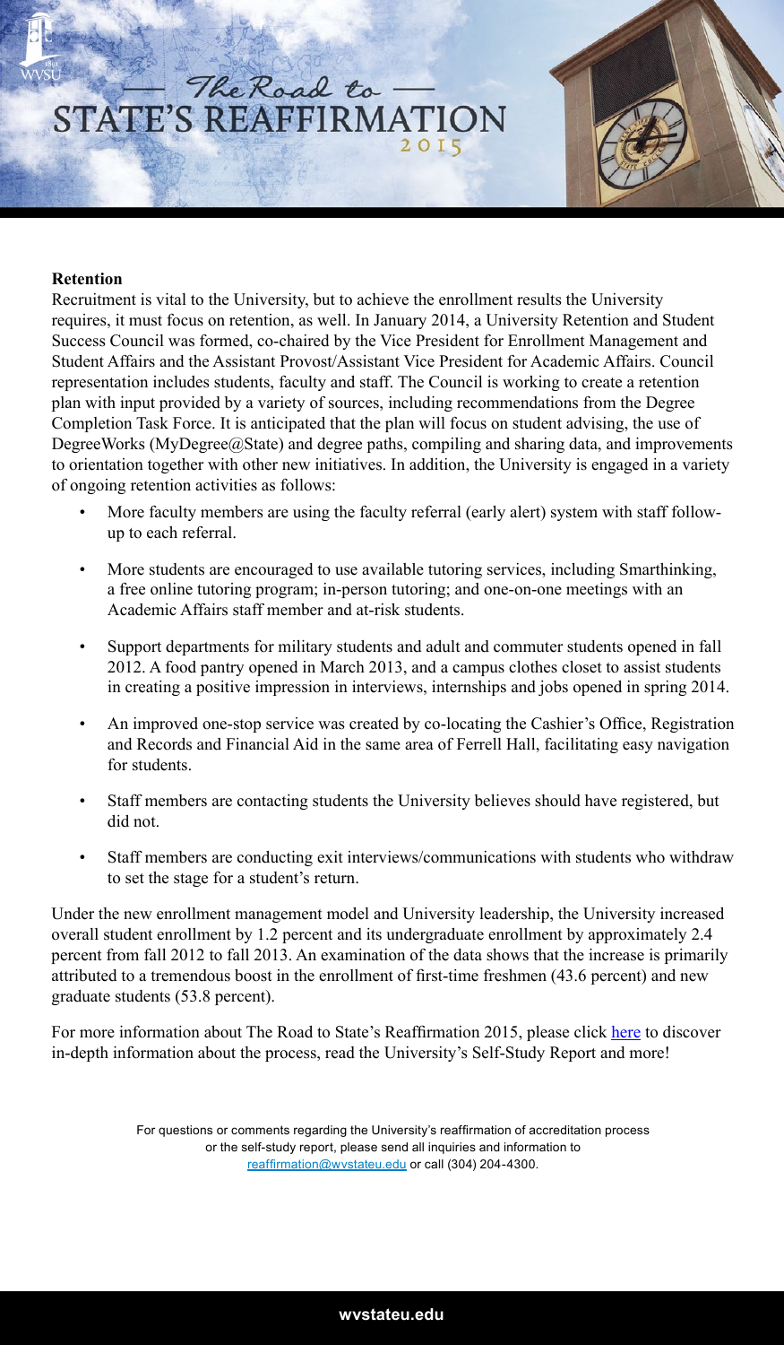# The Road to STATE'S REAFFIRMATION 2015

**Retention**

Recruitment is vital to the University, but to achieve the enrollment results the University requires, it must focus on retention, as well. In January 2014, a University Retention and Student Success Council was formed, co-chaired by the Vice President for Enrollment Management and Student Affairs and the Assistant Provost/Assistant Vice President for Academic Affairs. Council representation includes students, faculty and staff. The Council is working to create a retention plan with input provided by a variety of sources, including recommendations from the Degree Completion Task Force. It is anticipated that the plan will focus on student advising, the use of DegreeWorks (MyDegree@State) and degree paths, compiling and sharing data, and improvements to orientation together with other new initiatives. In addition, the University is engaged in a variety of ongoing retention activities as follows:

- More faculty members are using the faculty referral (early alert) system with staff follow-up to each referral.
- More students are encouraged to use available tutoring services, including Smarthinking, a free online tutoring program; in-person tutoring; and one-on-one meetings with an Academic Affairs staff member and at-risk students.
- Support departments for military students and adult and commuter students opened in fall 2012. A food pantry opened in March 2013, and a campus clothes closet to assist students in creating a positive impression in interviews, internships and jobs opened in spring 2014.
- An improved one-stop service was created by co-locating the Cashier's Office, Registration and Records and Financial Aid in the same area of Ferrell Hall, facilitating easy navigation for students.
- Staff members are contacting students the University believes should have registered, but did not.
- Staff members are conducting exit interviews/communications with students who withdraw to set the stage for a student's return.

Under the new enrollment management model and University leadership, the University increased overall student enrollment by 1.2 percent and its undergraduate enrollment by approximately 2.4 percent from fall 2012 to fall 2013. An examination of the data shows that the increase is primarily attributed to a tremendous boost in the enrollment of first-time freshmen (43.6 percent) and new graduate students (53.8 percent).

For more information about The Road to State's Reaffirmation 2015, please click here to discover in-depth information about the process, read the University's Self-Study Report and more!

For questions or comments regarding the University's reaffirmation of accreditation process or the self-study report, please send all inquiries and information to reaffirmation@wvstateu.edu or call (304) 204-4300.

wvstateu.edu